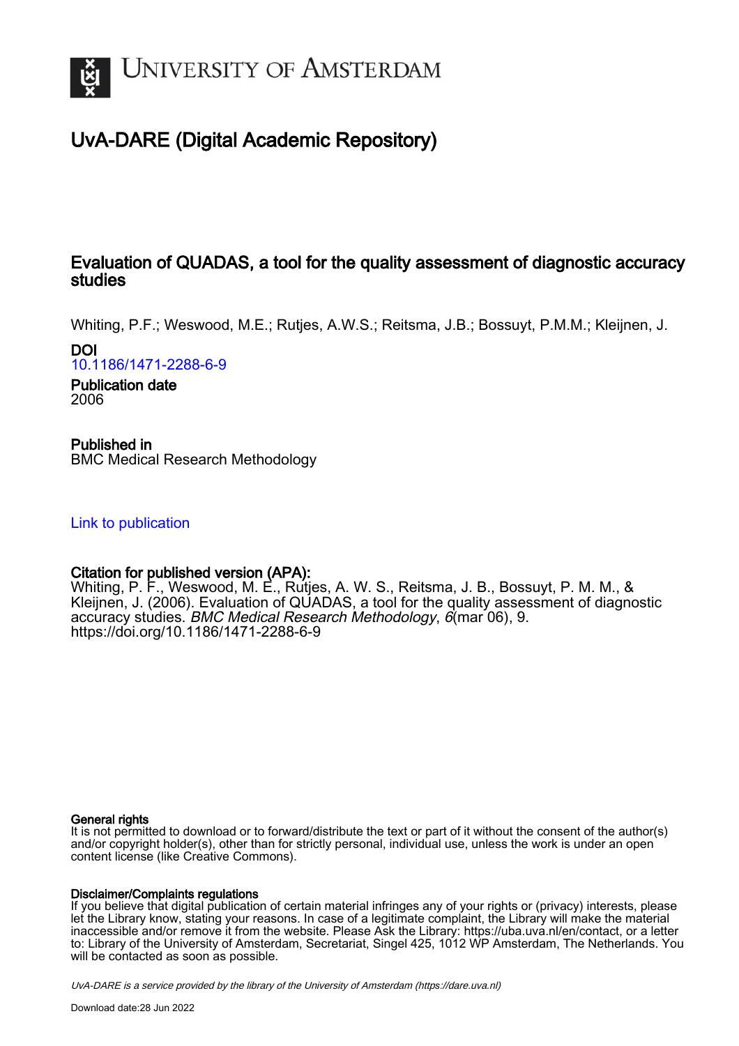# UvA-DARE (Digital Academic Repository)

## Evaluation of QUADAS, a tool for the quality assessment of diagnostic accuracy studies

Whiting, P.F.; Weswood, M.E.; Rutjes, A.W.S.; Reitsma, J.B.; Bossuyt, P.M.M.; Kleijnen, J.

**DOI**
10.1186/1471-2288-6-9

**Publication date**
2006

**Published in**
BMC Medical Research Methodology

Link to publication

**Citation for published version (APA):**
Whiting, P. F., Weswood, M. E., Rutjes, A. W. S., Reitsma, J. B., Bossuyt, P. M. M., & Kleijnen, J. (2006). Evaluation of QUADAS, a tool for the quality assessment of diagnostic accuracy studies. *BMC Medical Research Methodology*, *6*(mar 06), 9. https://doi.org/10.1186/1471-2288-6-9

**General rights**
It is not permitted to download or to forward/distribute the text or part of it without the consent of the author(s) and/or copyright holder(s), other than for strictly personal, individual use, unless the work is under an open content license (like Creative Commons).

**Disclaimer/Complaints regulations**
If you believe that digital publication of certain material infringes any of your rights or (privacy) interests, please let the Library know, stating your reasons. In case of a legitimate complaint, the Library will make the material inaccessible and/or remove it from the website. Please Ask the Library: https://uba.uva.nl/en/contact, or a letter to: Library of the University of Amsterdam, Secretariat, Singel 425, 1012 WP Amsterdam, The Netherlands. You will be contacted as soon as possible.

*UvA-DARE is a service provided by the library of the University of Amsterdam (https://dare.uva.nl)*

Download date:28 Jun 2022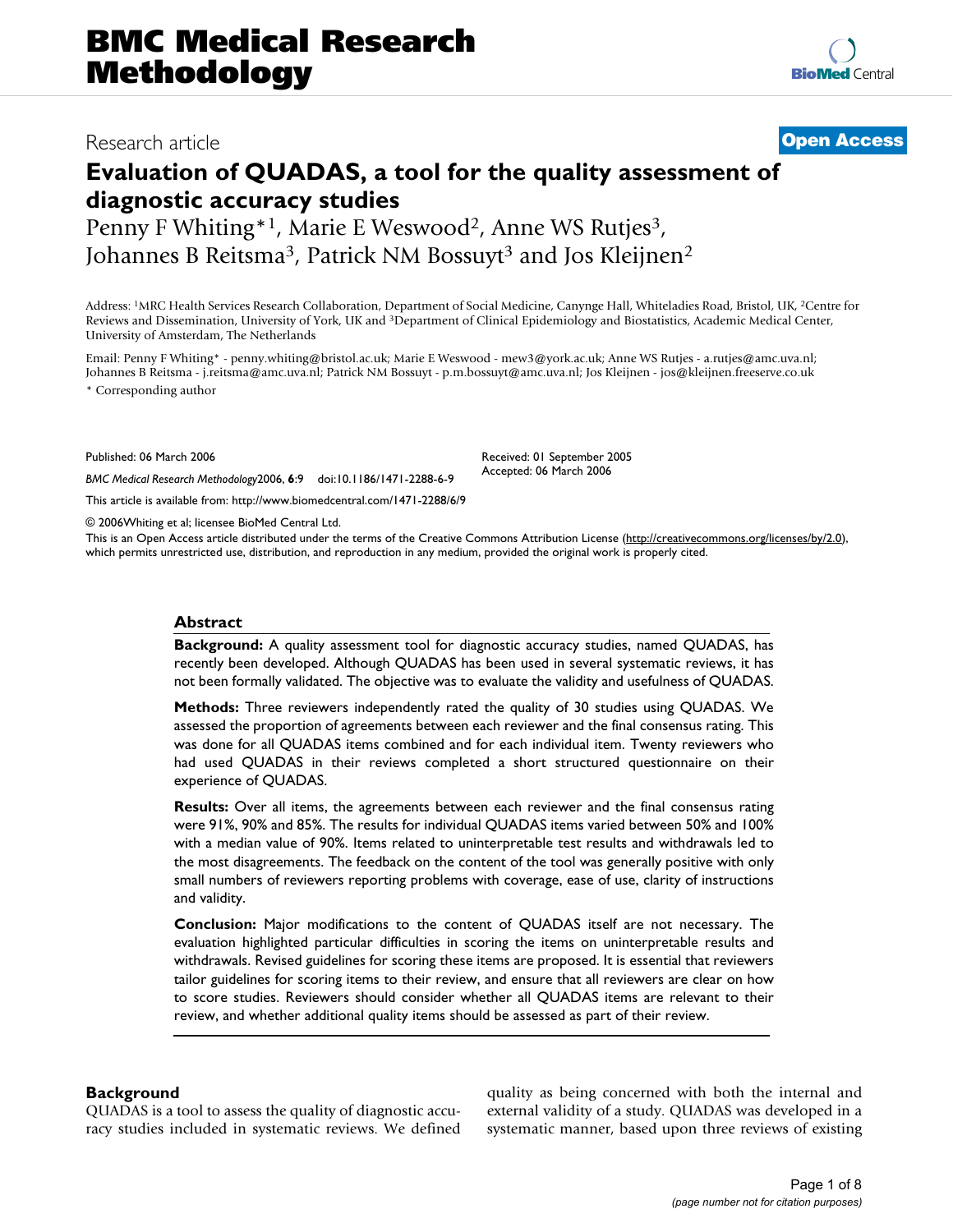# BMC Medical Research Methodology

Research article

**Open Access**

# Evaluation of QUADAS, a tool for the quality assessment of diagnostic accuracy studies

Penny F Whiting*[1], Marie E Weswood[2], Anne WS Rutjes[3], Johannes B Reitsma[3], Patrick NM Bossuyt[3] and Jos Kleijnen[2]

Address: [1]MRC Health Services Research Collaboration, Department of Social Medicine, Canynge Hall, Whiteladies Road, Bristol, UK, [2]Centre for Reviews and Dissemination, University of York, UK and [3]Department of Clinical Epidemiology and Biostatistics, Academic Medical Center, University of Amsterdam, The Netherlands

Email: Penny F Whiting* - penny.whiting@bristol.ac.uk; Marie E Weswood - mew3@york.ac.uk; Anne WS Rutjes - a.rutjes@amc.uva.nl; Johannes B Reitsma - j.reitsma@amc.uva.nl; Patrick NM Bossuyt - p.m.bossuyt@amc.uva.nl; Jos Kleijnen - jos@kleijnen.freeserve.co.uk

* Corresponding author

Published: 06 March 2006

*BMC Medical Research Methodology*2006, **6**:9 doi:10.1186/1471-2288-6-9

Received: 01 September 2005
Accepted: 06 March 2006

This article is available from: http://www.biomedcentral.com/1471-2288/6/9

© 2006Whiting et al; licensee BioMed Central Ltd.

This is an Open Access article distributed under the terms of the Creative Commons Attribution License (http://creativecommons.org/licenses/by/2.0), which permits unrestricted use, distribution, and reproduction in any medium, provided the original work is properly cited.

## Abstract

**Background:** A quality assessment tool for diagnostic accuracy studies, named QUADAS, has recently been developed. Although QUADAS has been used in several systematic reviews, it has not been formally validated. The objective was to evaluate the validity and usefulness of QUADAS.

**Methods:** Three reviewers independently rated the quality of 30 studies using QUADAS. We assessed the proportion of agreements between each reviewer and the final consensus rating. This was done for all QUADAS items combined and for each individual item. Twenty reviewers who had used QUADAS in their reviews completed a short structured questionnaire on their experience of QUADAS.

**Results:** Over all items, the agreements between each reviewer and the final consensus rating were 91%, 90% and 85%. The results for individual QUADAS items varied between 50% and 100% with a median value of 90%. Items related to uninterpretable test results and withdrawals led to the most disagreements. The feedback on the content of the tool was generally positive with only small numbers of reviewers reporting problems with coverage, ease of use, clarity of instructions and validity.

**Conclusion:** Major modifications to the content of QUADAS itself are not necessary. The evaluation highlighted particular difficulties in scoring the items on uninterpretable results and withdrawals. Revised guidelines for scoring these items are proposed. It is essential that reviewers tailor guidelines for scoring items to their review, and ensure that all reviewers are clear on how to score studies. Reviewers should consider whether all QUADAS items are relevant to their review, and whether additional quality items should be assessed as part of their review.

## Background

QUADAS is a tool to assess the quality of diagnostic accuracy studies included in systematic reviews. We defined quality as being concerned with both the internal and external validity of a study. QUADAS was developed in a systematic manner, based upon three reviews of existing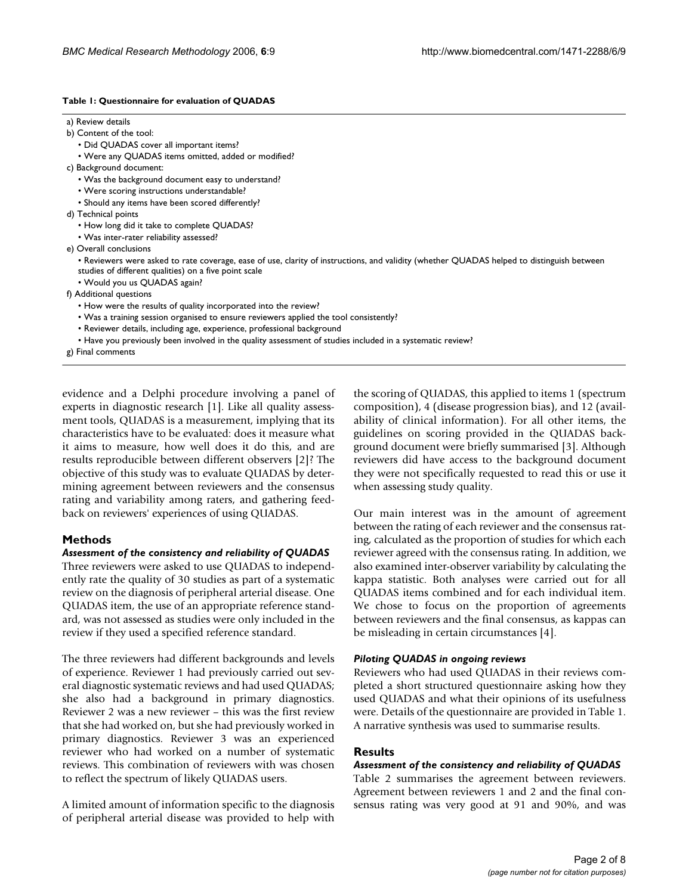**Table 1: Questionnaire for evaluation of QUADAS**

a) Review details

b) Content of the tool:

- Did QUADAS cover all important items?
- Were any QUADAS items omitted, added or modified?

c) Background document:

- Was the background document easy to understand?
- Were scoring instructions understandable?
- Should any items have been scored differently?

d) Technical points

- How long did it take to complete QUADAS?
- Was inter-rater reliability assessed?

e) Overall conclusions

- Reviewers were asked to rate coverage, ease of use, clarity of instructions, and validity (whether QUADAS helped to distinguish between studies of different qualities) on a five point scale
- Would you us QUADAS again?

f) Additional questions

- How were the results of quality incorporated into the review?
- Was a training session organised to ensure reviewers applied the tool consistently?
- Reviewer details, including age, experience, professional background
- Have you previously been involved in the quality assessment of studies included in a systematic review?

g) Final comments

evidence and a Delphi procedure involving a panel of experts in diagnostic research [1]. Like all quality assessment tools, QUADAS is a measurement, implying that its characteristics have to be evaluated: does it measure what it aims to measure, how well does it do this, and are results reproducible between different observers [2]? The objective of this study was to evaluate QUADAS by determining agreement between reviewers and the consensus rating and variability among raters, and gathering feedback on reviewers' experiences of using QUADAS.

## Methods

### *Assessment of the consistency and reliability of QUADAS*

Three reviewers were asked to use QUADAS to independently rate the quality of 30 studies as part of a systematic review on the diagnosis of peripheral arterial disease. One QUADAS item, the use of an appropriate reference standard, was not assessed as studies were only included in the review if they used a specified reference standard.

The three reviewers had different backgrounds and levels of experience. Reviewer 1 had previously carried out several diagnostic systematic reviews and had used QUADAS; she also had a background in primary diagnostics. Reviewer 2 was a new reviewer – this was the first review that she had worked on, but she had previously worked in primary diagnostics. Reviewer 3 was an experienced reviewer who had worked on a number of systematic reviews. This combination of reviewers with was chosen to reflect the spectrum of likely QUADAS users.

A limited amount of information specific to the diagnosis of peripheral arterial disease was provided to help with the scoring of QUADAS, this applied to items 1 (spectrum composition), 4 (disease progression bias), and 12 (availability of clinical information). For all other items, the guidelines on scoring provided in the QUADAS background document were briefly summarised [3]. Although reviewers did have access to the background document they were not specifically requested to read this or use it when assessing study quality.

Our main interest was in the amount of agreement between the rating of each reviewer and the consensus rating, calculated as the proportion of studies for which each reviewer agreed with the consensus rating. In addition, we also examined inter-observer variability by calculating the kappa statistic. Both analyses were carried out for all QUADAS items combined and for each individual item. We chose to focus on the proportion of agreements between reviewers and the final consensus, as kappas can be misleading in certain circumstances [4].

### *Piloting QUADAS in ongoing reviews*

Reviewers who had used QUADAS in their reviews completed a short structured questionnaire asking how they used QUADAS and what their opinions of its usefulness were. Details of the questionnaire are provided in Table 1. A narrative synthesis was used to summarise results.

## Results

### *Assessment of the consistency and reliability of QUADAS*

Table 2 summarises the agreement between reviewers. Agreement between reviewers 1 and 2 and the final consensus rating was very good at 91 and 90%, and was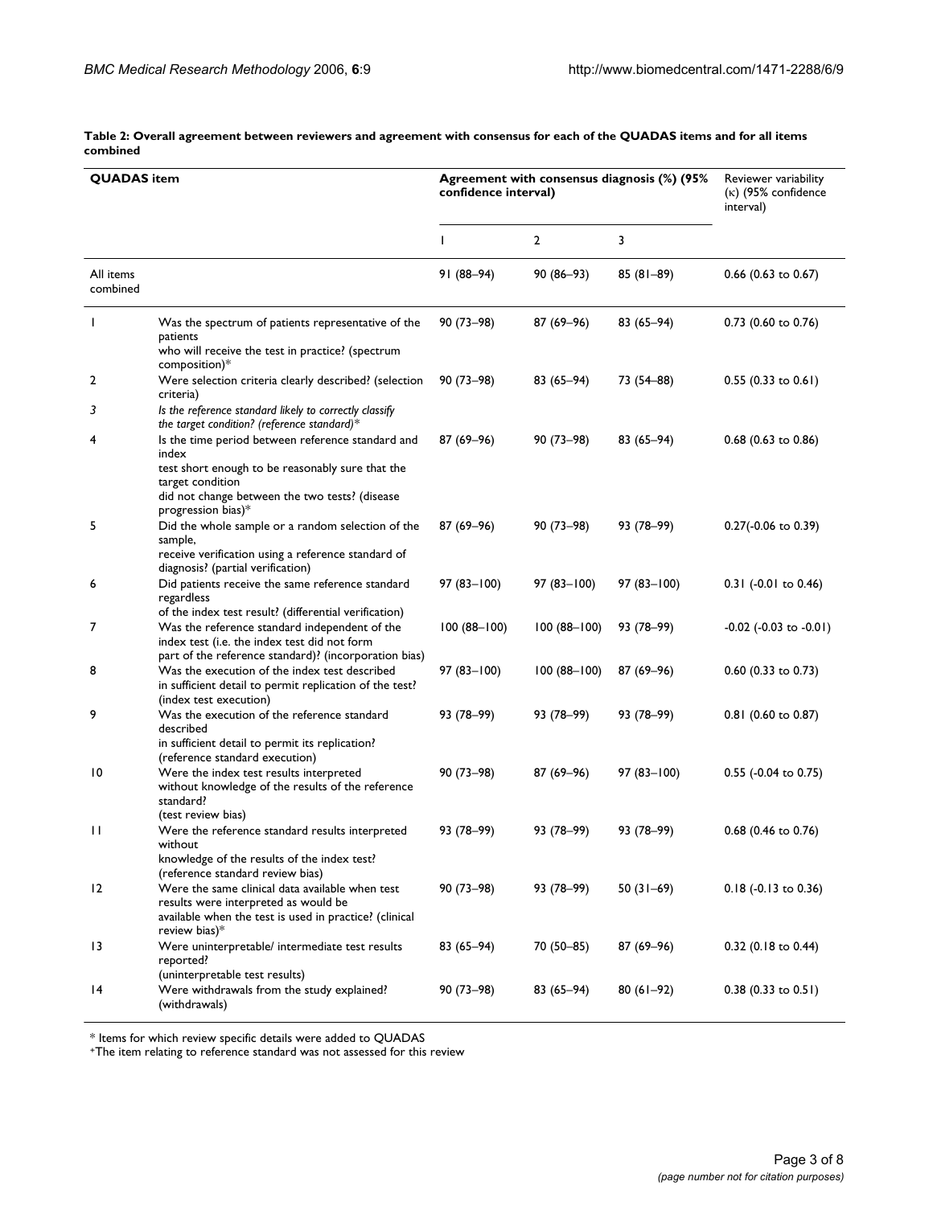**Table 2: Overall agreement between reviewers and agreement with consensus for each of the QUADAS items and for all items combined**

| QUADAS item | | Agreement with consensus diagnosis (%) (95% confidence interval) | | | Reviewer variability (κ) (95% confidence interval) |
|---|---|---|---|---|---|
| | | 1 | 2 | 3 | |
| All items combined | | 91 (88–94) | 90 (86–93) | 85 (81–89) | 0.66 (0.63 to 0.67) |
| 1 | Was the spectrum of patients representative of the patients who will receive the test in practice? (spectrum composition)* | 90 (73–98) | 87 (69–96) | 83 (65–94) | 0.73 (0.60 to 0.76) |
| 2 | Were selection criteria clearly described? (selection criteria) | 90 (73–98) | 83 (65–94) | 73 (54–88) | 0.55 (0.33 to 0.61) |
| *3* | *Is the reference standard likely to correctly classify the target condition? (reference standard)** | | | | |
| 4 | Is the time period between reference standard and index test short enough to be reasonably sure that the target condition did not change between the two tests? (disease progression bias)* | 87 (69–96) | 90 (73–98) | 83 (65–94) | 0.68 (0.63 to 0.86) |
| 5 | Did the whole sample or a random selection of the sample, receive verification using a reference standard of diagnosis? (partial verification) | 87 (69–96) | 90 (73–98) | 93 (78–99) | 0.27(-0.06 to 0.39) |
| 6 | Did patients receive the same reference standard regardless of the index test result? (differential verification) | 97 (83–100) | 97 (83–100) | 97 (83–100) | 0.31 (-0.01 to 0.46) |
| 7 | Was the reference standard independent of the index test (i.e. the index test did not form part of the reference standard)? (incorporation bias) | 100 (88–100) | 100 (88–100) | 93 (78–99) | -0.02 (-0.03 to -0.01) |
| 8 | Was the execution of the index test described in sufficient detail to permit replication of the test? (index test execution) | 97 (83–100) | 100 (88–100) | 87 (69–96) | 0.60 (0.33 to 0.73) |
| 9 | Was the execution of the reference standard described in sufficient detail to permit its replication? (reference standard execution) | 93 (78–99) | 93 (78–99) | 93 (78–99) | 0.81 (0.60 to 0.87) |
| 10 | Were the index test results interpreted without knowledge of the results of the reference standard? (test review bias) | 90 (73–98) | 87 (69–96) | 97 (83–100) | 0.55 (-0.04 to 0.75) |
| 11 | Were the reference standard results interpreted without knowledge of the results of the index test? (reference standard review bias) | 93 (78–99) | 93 (78–99) | 93 (78–99) | 0.68 (0.46 to 0.76) |
| 12 | Were the same clinical data available when test results were interpreted as would be available when the test is used in practice? (clinical review bias)* | 90 (73–98) | 93 (78–99) | 50 (31–69) | 0.18 (-0.13 to 0.36) |
| 13 | Were uninterpretable/ intermediate test results reported? (uninterpretable test results) | 83 (65–94) | 70 (50–85) | 87 (69–96) | 0.32 (0.18 to 0.44) |
| 14 | Were withdrawals from the study explained? (withdrawals) | 90 (73–98) | 83 (65–94) | 80 (61–92) | 0.38 (0.33 to 0.51) |

* Items for which review specific details were added to QUADAS

+The item relating to reference standard was not assessed for this review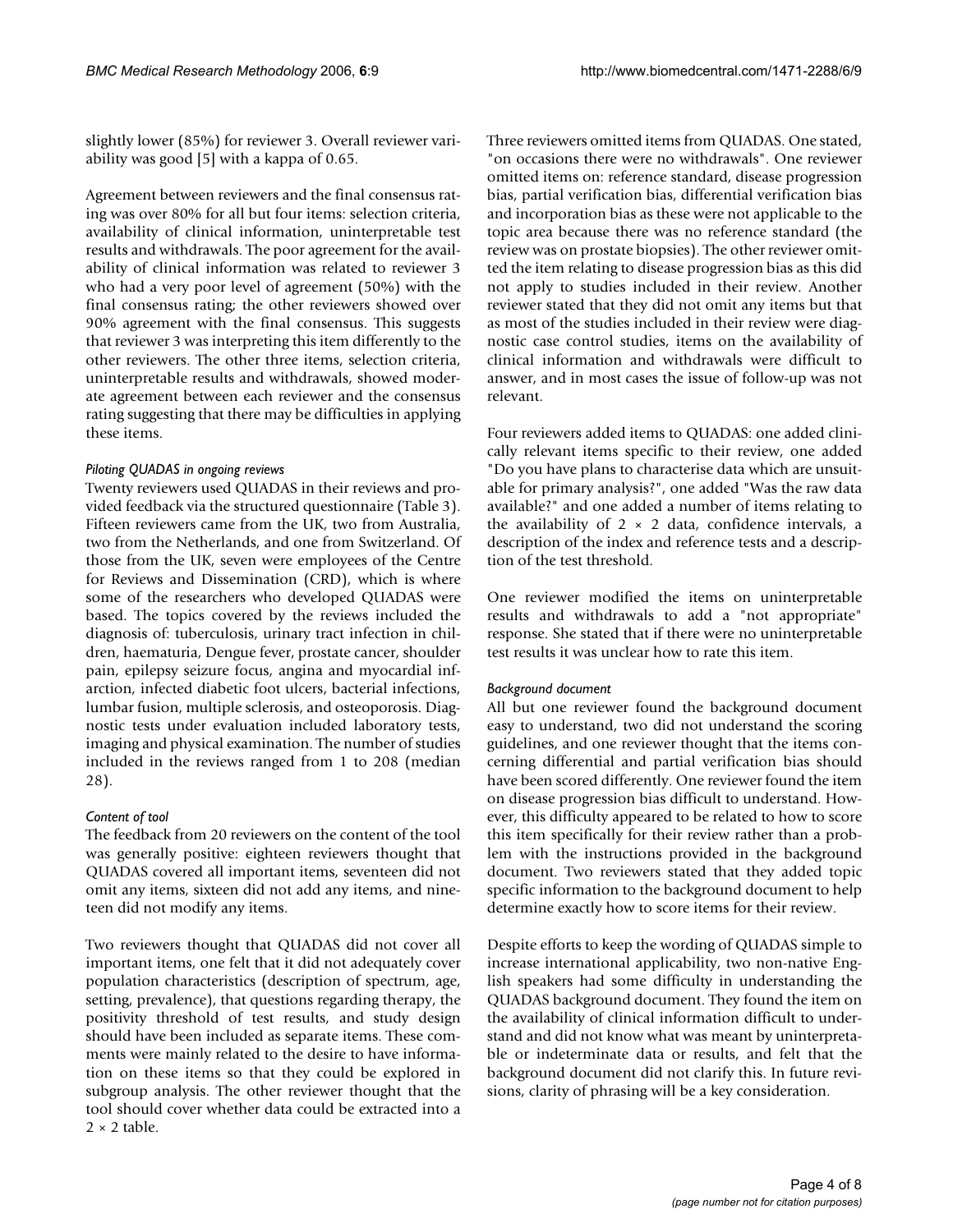slightly lower (85%) for reviewer 3. Overall reviewer variability was good [5] with a kappa of 0.65.

Agreement between reviewers and the final consensus rating was over 80% for all but four items: selection criteria, availability of clinical information, uninterpretable test results and withdrawals. The poor agreement for the availability of clinical information was related to reviewer 3 who had a very poor level of agreement (50%) with the final consensus rating; the other reviewers showed over 90% agreement with the final consensus. This suggests that reviewer 3 was interpreting this item differently to the other reviewers. The other three items, selection criteria, uninterpretable results and withdrawals, showed moderate agreement between each reviewer and the consensus rating suggesting that there may be difficulties in applying these items.

### *Piloting QUADAS in ongoing reviews*

Twenty reviewers used QUADAS in their reviews and provided feedback via the structured questionnaire (Table 3). Fifteen reviewers came from the UK, two from Australia, two from the Netherlands, and one from Switzerland. Of those from the UK, seven were employees of the Centre for Reviews and Dissemination (CRD), which is where some of the researchers who developed QUADAS were based. The topics covered by the reviews included the diagnosis of: tuberculosis, urinary tract infection in children, haematuria, Dengue fever, prostate cancer, shoulder pain, epilepsy seizure focus, angina and myocardial infarction, infected diabetic foot ulcers, bacterial infections, lumbar fusion, multiple sclerosis, and osteoporosis. Diagnostic tests under evaluation included laboratory tests, imaging and physical examination. The number of studies included in the reviews ranged from 1 to 208 (median 28).

### *Content of tool*

The feedback from 20 reviewers on the content of the tool was generally positive: eighteen reviewers thought that QUADAS covered all important items, seventeen did not omit any items, sixteen did not add any items, and nineteen did not modify any items.

Two reviewers thought that QUADAS did not cover all important items, one felt that it did not adequately cover population characteristics (description of spectrum, age, setting, prevalence), that questions regarding therapy, the positivity threshold of test results, and study design should have been included as separate items. These comments were mainly related to the desire to have information on these items so that they could be explored in subgroup analysis. The other reviewer thought that the tool should cover whether data could be extracted into a $2 \times 2$ table.

Three reviewers omitted items from QUADAS. One stated, "on occasions there were no withdrawals". One reviewer omitted items on: reference standard, disease progression bias, partial verification bias, differential verification bias and incorporation bias as these were not applicable to the topic area because there was no reference standard (the review was on prostate biopsies). The other reviewer omitted the item relating to disease progression bias as this did not apply to studies included in their review. Another reviewer stated that they did not omit any items but that as most of the studies included in their review were diagnostic case control studies, items on the availability of clinical information and withdrawals were difficult to answer, and in most cases the issue of follow-up was not relevant.

Four reviewers added items to QUADAS: one added clinically relevant items specific to their review, one added "Do you have plans to characterise data which are unsuitable for primary analysis?", one added "Was the raw data available?" and one added a number of items relating to the availability of $2 \times 2$ data, confidence intervals, a description of the index and reference tests and a description of the test threshold.

One reviewer modified the items on uninterpretable results and withdrawals to add a "not appropriate" response. She stated that if there were no uninterpretable test results it was unclear how to rate this item.

### *Background document*

All but one reviewer found the background document easy to understand, two did not understand the scoring guidelines, and one reviewer thought that the items concerning differential and partial verification bias should have been scored differently. One reviewer found the item on disease progression bias difficult to understand. However, this difficulty appeared to be related to how to score this item specifically for their review rather than a problem with the instructions provided in the background document. Two reviewers stated that they added topic specific information to the background document to help determine exactly how to score items for their review.

Despite efforts to keep the wording of QUADAS simple to increase international applicability, two non-native English speakers had some difficulty in understanding the QUADAS background document. They found the item on the availability of clinical information difficult to understand and did not know what was meant by uninterpretable or indeterminate data or results, and felt that the background document did not clarify this. In future revisions, clarity of phrasing will be a key consideration.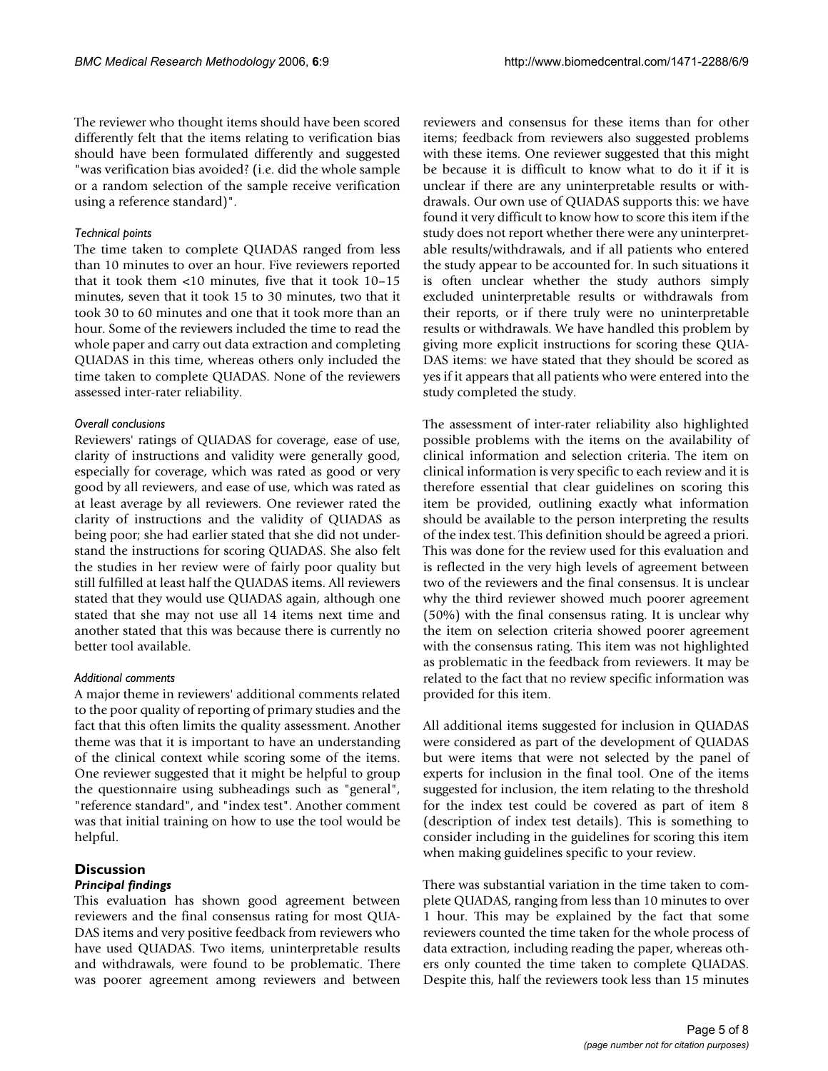The reviewer who thought items should have been scored differently felt that the items relating to verification bias should have been formulated differently and suggested "was verification bias avoided? (i.e. did the whole sample or a random selection of the sample receive verification using a reference standard)".

#### *Technical points*

The time taken to complete QUADAS ranged from less than 10 minutes to over an hour. Five reviewers reported that it took them <10 minutes, five that it took 10–15 minutes, seven that it took 15 to 30 minutes, two that it took 30 to 60 minutes and one that it took more than an hour. Some of the reviewers included the time to read the whole paper and carry out data extraction and completing QUADAS in this time, whereas others only included the time taken to complete QUADAS. None of the reviewers assessed inter-rater reliability.

#### *Overall conclusions*

Reviewers' ratings of QUADAS for coverage, ease of use, clarity of instructions and validity were generally good, especially for coverage, which was rated as good or very good by all reviewers, and ease of use, which was rated as at least average by all reviewers. One reviewer rated the clarity of instructions and the validity of QUADAS as being poor; she had earlier stated that she did not understand the instructions for scoring QUADAS. She also felt the studies in her review were of fairly poor quality but still fulfilled at least half the QUADAS items. All reviewers stated that they would use QUADAS again, although one stated that she may not use all 14 items next time and another stated that this was because there is currently no better tool available.

#### *Additional comments*

A major theme in reviewers' additional comments related to the poor quality of reporting of primary studies and the fact that this often limits the quality assessment. Another theme was that it is important to have an understanding of the clinical context while scoring some of the items. One reviewer suggested that it might be helpful to group the questionnaire using subheadings such as "general", "reference standard", and "index test". Another comment was that initial training on how to use the tool would be helpful.

## Discussion

### *Principal findings*

This evaluation has shown good agreement between reviewers and the final consensus rating for most QUADAS items and very positive feedback from reviewers who have used QUADAS. Two items, uninterpretable results and withdrawals, were found to be problematic. There was poorer agreement among reviewers and between reviewers and consensus for these items than for other items; feedback from reviewers also suggested problems with these items. One reviewer suggested that this might be because it is difficult to know what to do it if it is unclear if there are any uninterpretable results or withdrawals. Our own use of QUADAS supports this: we have found it very difficult to know how to score this item if the study does not report whether there were any uninterpretable results/withdrawals, and if all patients who entered the study appear to be accounted for. In such situations it is often unclear whether the study authors simply excluded uninterpretable results or withdrawals from their reports, or if there truly were no uninterpretable results or withdrawals. We have handled this problem by giving more explicit instructions for scoring these QUADAS items: we have stated that they should be scored as yes if it appears that all patients who were entered into the study completed the study.

The assessment of inter-rater reliability also highlighted possible problems with the items on the availability of clinical information and selection criteria. The item on clinical information is very specific to each review and it is therefore essential that clear guidelines on scoring this item be provided, outlining exactly what information should be available to the person interpreting the results of the index test. This definition should be agreed a priori. This was done for the review used for this evaluation and is reflected in the very high levels of agreement between two of the reviewers and the final consensus. It is unclear why the third reviewer showed much poorer agreement (50%) with the final consensus rating. It is unclear why the item on selection criteria showed poorer agreement with the consensus rating. This item was not highlighted as problematic in the feedback from reviewers. It may be related to the fact that no review specific information was provided for this item.

All additional items suggested for inclusion in QUADAS were considered as part of the development of QUADAS but were items that were not selected by the panel of experts for inclusion in the final tool. One of the items suggested for inclusion, the item relating to the threshold for the index test could be covered as part of item 8 (description of index test details). This is something to consider including in the guidelines for scoring this item when making guidelines specific to your review.

There was substantial variation in the time taken to complete QUADAS, ranging from less than 10 minutes to over 1 hour. This may be explained by the fact that some reviewers counted the time taken for the whole process of data extraction, including reading the paper, whereas others only counted the time taken to complete QUADAS. Despite this, half the reviewers took less than 15 minutes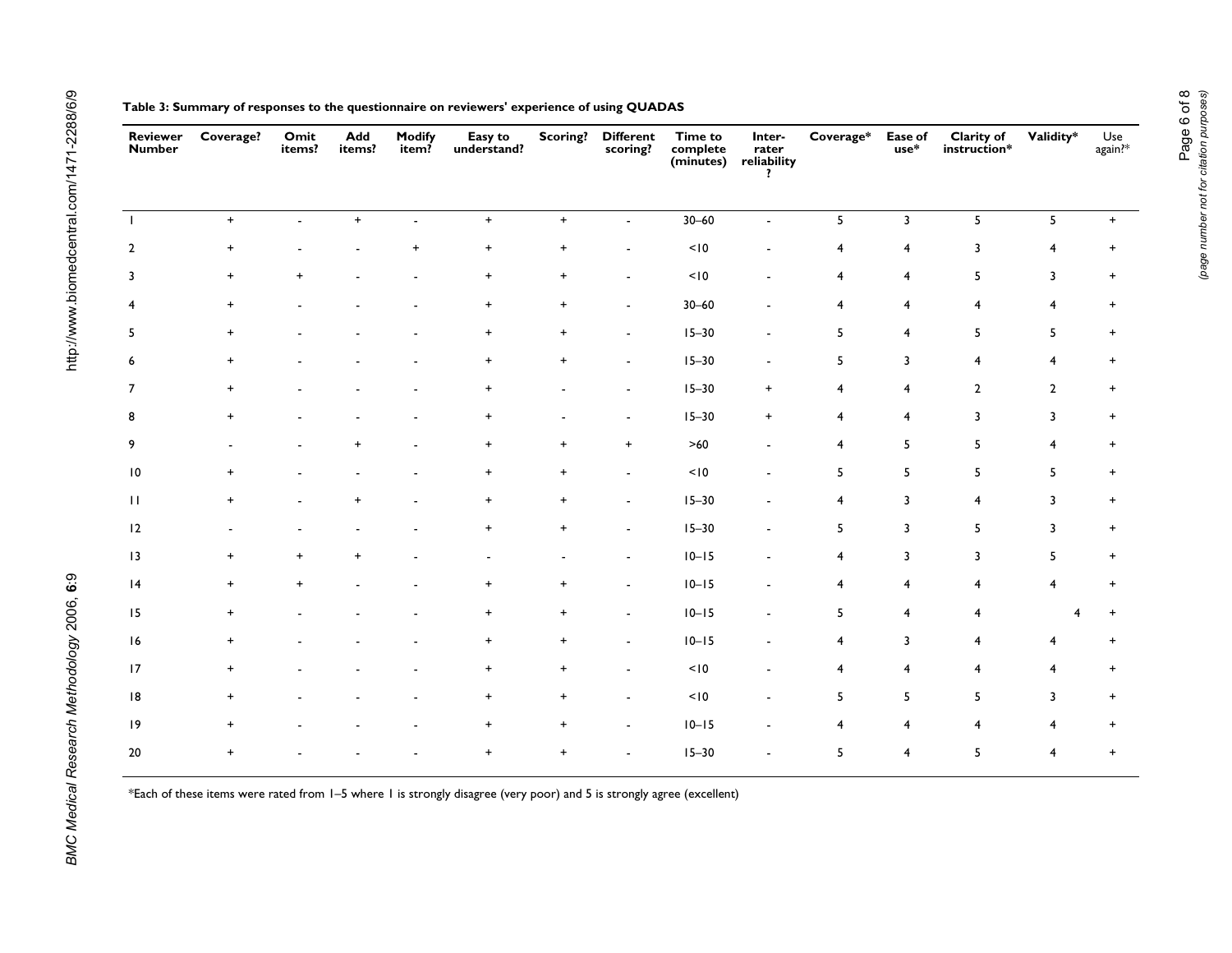**Table 3: Summary of responses to the questionnaire on reviewers' experience of using QUADAS**

| Reviewer Number | Coverage? | Omit items? | Add items? | Modify item? | Easy to understand? | Scoring? | Different scoring? | Time to complete (minutes) | Inter-rater reliability? | Coverage* | Ease of use* | Clarity of instruction* | Validity* | Use again?* |
|---|---|---|---|---|---|---|---|---|---|---|---|---|---|---|
| 1 | + | - | + | - | + | + | - | 30–60 | - | 5 | 3 | 5 | 5 | + |
| 2 | + | - | - | + | + | + | - | <10 | - | 4 | 4 | 3 | 4 | + |
| 3 | + | + | - | - | + | + | - | <10 | - | 4 | 4 | 5 | 3 | + |
| 4 | + | - | - | - | + | + | - | 30–60 | - | 4 | 4 | 4 | 4 | + |
| 5 | + | - | - | - | + | + | - | 15–30 | - | 5 | 4 | 5 | 5 | + |
| 6 | + | - | - | - | + | + | - | 15–30 | - | 5 | 3 | 4 | 4 | + |
| 7 | + | - | - | - | + | - | - | 15–30 | + | 4 | 4 | 2 | 2 | + |
| 8 | + | - | - | - | + | - | - | 15–30 | + | 4 | 4 | 3 | 3 | + |
| 9 | - | - | + | - | + | + | + | >60 | - | 4 | 5 | 5 | 4 | + |
| 10 | + | - | - | - | + | + | - | <10 | - | 5 | 5 | 5 | 5 | + |
| 11 | + | - | + | - | + | + | - | 15–30 | - | 4 | 3 | 4 | 3 | + |
| 12 | - | - | - | - | + | + | - | 15–30 | - | 5 | 3 | 5 | 3 | + |
| 13 | + | + | + | - | - | - | - | 10–15 | - | 4 | 3 | 3 | 5 | + |
| 14 | + | + | - | - | + | + | - | 10–15 | - | 4 | 4 | 4 | 4 | + |
| 15 | + | - | - | - | + | + | - | 10–15 | - | 5 | 4 | 4 | 4 | + |
| 16 | + | - | - | - | + | + | - | 10–15 | - | 4 | 3 | 4 | 4 | + |
| 17 | + | - | - | - | + | + | - | <10 | - | 4 | 4 | 4 | 4 | + |
| 18 | + | - | - | - | + | + | - | <10 | - | 5 | 5 | 5 | 3 | + |
| 19 | + | - | - | - | + | + | - | 10–15 | - | 4 | 4 | 4 | 4 | + |
| 20 | + | - | - | - | + | + | - | 15–30 | - | 5 | 4 | 5 | 4 | + |

*Each of these items were rated from 1–5 where 1 is strongly disagree (very poor) and 5 is strongly agree (excellent)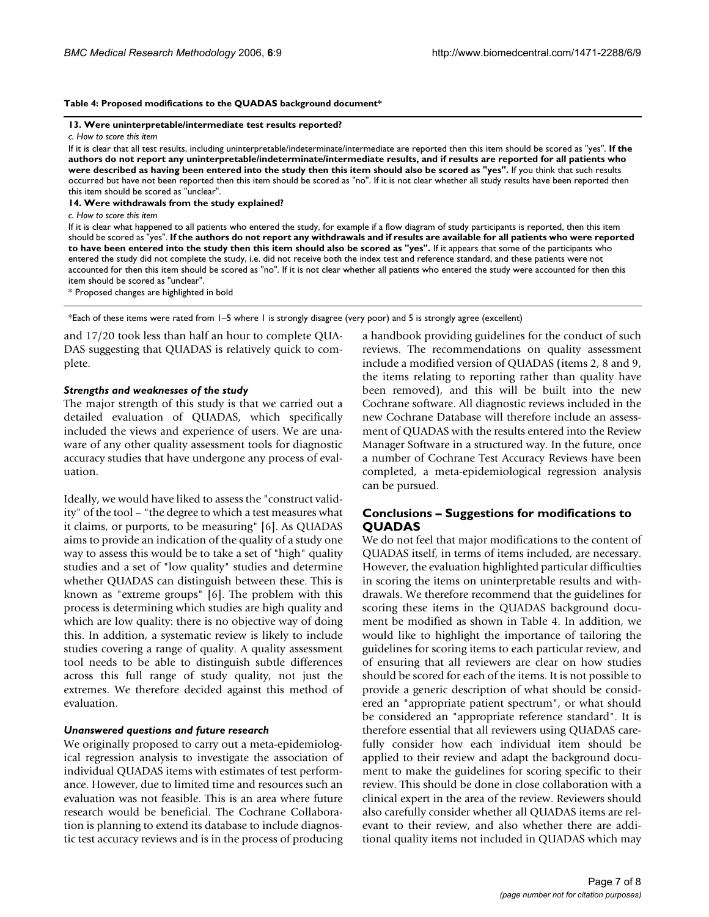**Table 4: Proposed modifications to the QUADAS background document***

**13. Were uninterpretable/intermediate test results reported?**

*c. How to score this item*

If it is clear that all test results, including uninterpretable/indeterminate/intermediate are reported then this item should be scored as "yes". **If the authors do not report any uninterpretable/indeterminate/intermediate results, and if results are reported for all patients who were described as having been entered into the study then this item should also be scored as "yes".** If you think that such results occurred but have not been reported then this item should be scored as "no". If it is not clear whether all study results have been reported then this item should be scored as "unclear".

**14. Were withdrawals from the study explained?**

*c. How to score this item*

If it is clear what happened to all patients who entered the study, for example if a flow diagram of study participants is reported, then this item should be scored as "yes". **If the authors do not report any withdrawals and if results are available for all patients who were reported to have been entered into the study then this item should also be scored as "yes".** If it appears that some of the participants who entered the study did not complete the study, i.e. did not receive both the index test and reference standard, and these patients were not accounted for then this item should be scored as "no". If it is not clear whether all patients who entered the study were accounted for then this item should be scored as "unclear".

\* Proposed changes are highlighted in bold

*Each of these items were rated from 1–5 where 1 is strongly disagree (very poor) and 5 is strongly agree (excellent)

and 17/20 took less than half an hour to complete QUADAS suggesting that QUADAS is relatively quick to complete.

### *Strengths and weaknesses of the study*

The major strength of this study is that we carried out a detailed evaluation of QUADAS, which specifically included the views and experience of users. We are unaware of any other quality assessment tools for diagnostic accuracy studies that have undergone any process of evaluation.

Ideally, we would have liked to assess the "construct validity" of the tool – "the degree to which a test measures what it claims, or purports, to be measuring" [6]. As QUADAS aims to provide an indication of the quality of a study one way to assess this would be to take a set of "high" quality studies and a set of "low quality" studies and determine whether QUADAS can distinguish between these. This is known as "extreme groups" [6]. The problem with this process is determining which studies are high quality and which are low quality: there is no objective way of doing this. In addition, a systematic review is likely to include studies covering a range of quality. A quality assessment tool needs to be able to distinguish subtle differences across this full range of study quality, not just the extremes. We therefore decided against this method of evaluation.

### *Unanswered questions and future research*

We originally proposed to carry out a meta-epidemiological regression analysis to investigate the association of individual QUADAS items with estimates of test performance. However, due to limited time and resources such an evaluation was not feasible. This is an area where future research would be beneficial. The Cochrane Collaboration is planning to extend its database to include diagnostic test accuracy reviews and is in the process of producing a handbook providing guidelines for the conduct of such reviews. The recommendations on quality assessment include a modified version of QUADAS (items 2, 8 and 9, the items relating to reporting rather than quality have been removed), and this will be built into the new Cochrane software. All diagnostic reviews included in the new Cochrane Database will therefore include an assessment of QUADAS with the results entered into the Review Manager Software in a structured way. In the future, once a number of Cochrane Test Accuracy Reviews have been completed, a meta-epidemiological regression analysis can be pursued.

## Conclusions – Suggestions for modifications to QUADAS

We do not feel that major modifications to the content of QUADAS itself, in terms of items included, are necessary. However, the evaluation highlighted particular difficulties in scoring the items on uninterpretable results and withdrawals. We therefore recommend that the guidelines for scoring these items in the QUADAS background document be modified as shown in Table 4. In addition, we would like to highlight the importance of tailoring the guidelines for scoring items to each particular review, and of ensuring that all reviewers are clear on how studies should be scored for each of the items. It is not possible to provide a generic description of what should be considered an "appropriate patient spectrum", or what should be considered an "appropriate reference standard". It is therefore essential that all reviewers using QUADAS carefully consider how each individual item should be applied to their review and adapt the background document to make the guidelines for scoring specific to their review. This should be done in close collaboration with a clinical expert in the area of the review. Reviewers should also carefully consider whether all QUADAS items are relevant to their review, and also whether there are additional quality items not included in QUADAS which may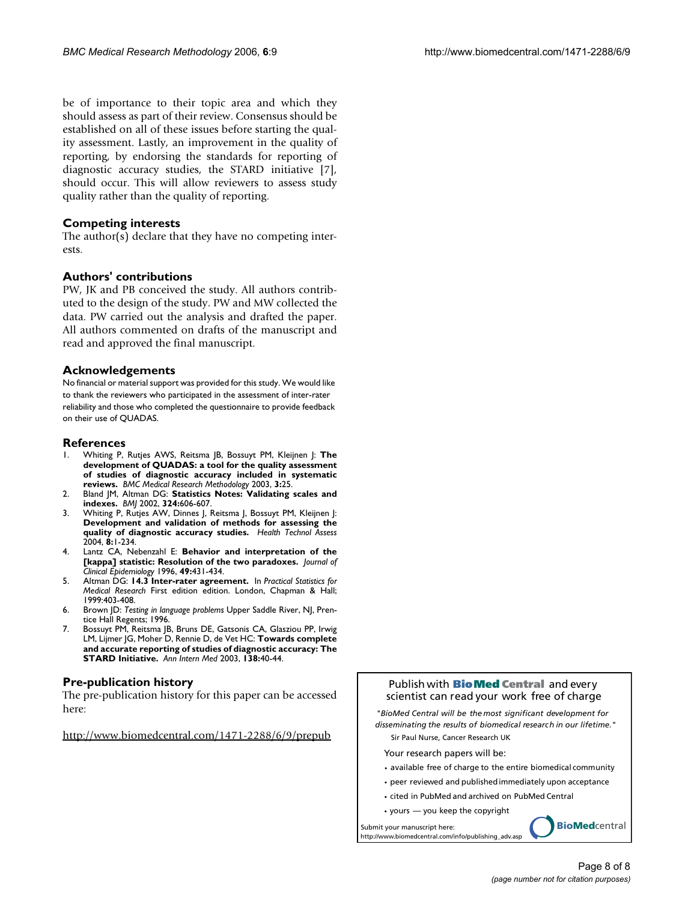be of importance to their topic area and which they should assess as part of their review. Consensus should be established on all of these issues before starting the quality assessment. Lastly, an improvement in the quality of reporting, by endorsing the standards for reporting of diagnostic accuracy studies, the STARD initiative [7], should occur. This will allow reviewers to assess study quality rather than the quality of reporting.

## Competing interests

The author(s) declare that they have no competing interests.

## Authors' contributions

PW, JK and PB conceived the study. All authors contributed to the design of the study. PW and MW collected the data. PW carried out the analysis and drafted the paper. All authors commented on drafts of the manuscript and read and approved the final manuscript.

## Acknowledgements

No financial or material support was provided for this study. We would like to thank the reviewers who participated in the assessment of inter-rater reliability and those who completed the questionnaire to provide feedback on their use of QUADAS.

## References

1. Whiting P, Rutjes AWS, Reitsma JB, Bossuyt PM, Kleijnen J: **The development of QUADAS: a tool for the quality assessment of studies of diagnostic accuracy included in systematic reviews.** *BMC Medical Research Methodology* 2003, **3:**25.
2. Bland JM, Altman DG: **Statistics Notes: Validating scales and indexes.** *BMJ* 2002, **324:**606-607.
3. Whiting P, Rutjes AW, Dinnes J, Reitsma J, Bossuyt PM, Kleijnen J: **Development and validation of methods for assessing the quality of diagnostic accuracy studies.** *Health Technol Assess* 2004, **8:**1-234.
4. Lantz CA, Nebenzahl E: **Behavior and interpretation of the [kappa] statistic: Resolution of the two paradoxes.** *Journal of Clinical Epidemiology* 1996, **49:**431-434.
5. Altman DG: **14.3 Inter-rater agreement.** In *Practical Statistics for Medical Research* First edition edition. London, Chapman & Hall; 1999:403-408.
6. Brown JD: *Testing in language problems* Upper Saddle River, NJ, Prentice Hall Regents; 1996.
7. Bossuyt PM, Reitsma JB, Bruns DE, Gatsonis CA, Glasziou PP, Irwig LM, Lijmer JG, Moher D, Rennie D, de Vet HC: **Towards complete and accurate reporting of studies of diagnostic accuracy: The STARD Initiative.** *Ann Intern Med* 2003, **138:**40-44.

## Pre-publication history

The pre-publication history for this paper can be accessed here:

http://www.biomedcentral.com/1471-2288/6/9/prepub

Publish with **BioMed Central** and every scientist can read your work free of charge

*"BioMed Central will be the most significant development for disseminating the results of biomedical research in our lifetime."*
Sir Paul Nurse, Cancer Research UK

Your research papers will be:

- available free of charge to the entire biomedical community
- peer reviewed and published immediately upon acceptance
- cited in PubMed and archived on PubMed Central
- yours — you keep the copyright

Submit your manuscript here:
http://www.biomedcentral.com/info/publishing_adv.asp

BioMedcentral